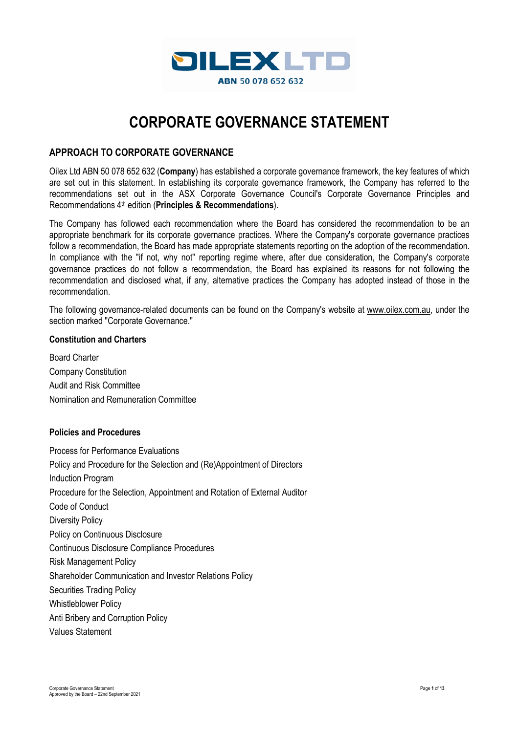OILEX LTD

ABN 50 078 652 632

# CORPORATE GOVERNANCE STATEMENT

## APPROACH TO CORPORATE GOVERNANCE

Oilex Ltd ABN 50 078 652 632 (**Company**) has established a corporate governance framework, the key features of which are set out in this statement. In establishing its corporate governance framework, the Company has referred to the recommendations set out in the ASX Corporate Governance Council's Corporate Governance Principles and Recommendations 4th edition (**Principles & Recommendations**).

The Company has followed each recommendation where the Board has considered the recommendation to be an appropriate benchmark for its corporate governance practices. Where the Company's corporate governance practices follow a recommendation, the Board has made appropriate statements reporting on the adoption of the recommendation. In compliance with the "if not, why not" reporting regime where, after due consideration, the Company's corporate governance practices do not follow a recommendation, the Board has explained its reasons for not following the recommendation and disclosed what, if any, alternative practices the Company has adopted instead of those in the recommendation.

The following governance-related documents can be found on the Company's website at www.oilex.com.au, under the section marked "Corporate Governance."

### Constitution and Charters

Board Charter

Company Constitution

Audit and Risk Committee

Nomination and Remuneration Committee

### Policies and Procedures

Process for Performance Evaluations

Policy and Procedure for the Selection and (Re)Appointment of Directors

Induction Program

Procedure for the Selection, Appointment and Rotation of External Auditor

Code of Conduct

Diversity Policy

Policy on Continuous Disclosure

Continuous Disclosure Compliance Procedures

Risk Management Policy

Shareholder Communication and Investor Relations Policy

Securities Trading Policy

Whistleblower Policy

Anti Bribery and Corruption Policy

Values Statement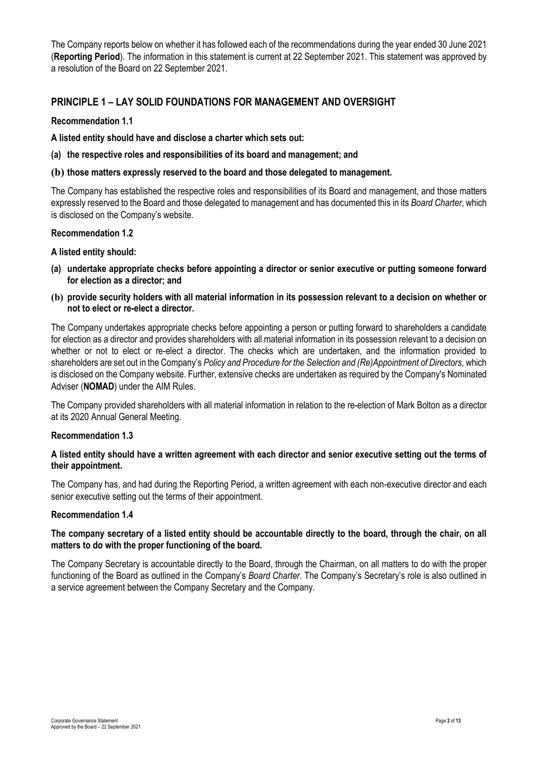The Company reports below on whether it has followed each of the recommendations during the year ended 30 June 2021 (**Reporting Period**). The information in this statement is current at 22 September 2021. This statement was approved by a resolution of the Board on 22 September 2021.

## PRINCIPLE 1 – LAY SOLID FOUNDATIONS FOR MANAGEMENT AND OVERSIGHT

### Recommendation 1.1

**A listed entity should have and disclose a charter which sets out:**

**(a) the respective roles and responsibilities of its board and management; and**

**(b) those matters expressly reserved to the board and those delegated to management.**

The Company has established the respective roles and responsibilities of its Board and management, and those matters expressly reserved to the Board and those delegated to management and has documented this in its *Board Charter*, which is disclosed on the Company's website.

### Recommendation 1.2

**A listed entity should:**

**(a) undertake appropriate checks before appointing a director or senior executive or putting someone forward for election as a director; and**

**(b) provide security holders with all material information in its possession relevant to a decision on whether or not to elect or re-elect a director.**

The Company undertakes appropriate checks before appointing a person or putting forward to shareholders a candidate for election as a director and provides shareholders with all material information in its possession relevant to a decision on whether or not to elect or re-elect a director. The checks which are undertaken, and the information provided to shareholders are set out in the Company's *Policy and Procedure for the Selection and (Re)Appointment of Directors*, which is disclosed on the Company website. Further, extensive checks are undertaken as required by the Company's Nominated Adviser (**NOMAD**) under the AIM Rules.

The Company provided shareholders with all material information in relation to the re-election of Mark Bolton as a director at its 2020 Annual General Meeting.

### Recommendation 1.3

**A listed entity should have a written agreement with each director and senior executive setting out the terms of their appointment.**

The Company has, and had during the Reporting Period, a written agreement with each non-executive director and each senior executive setting out the terms of their appointment.

### Recommendation 1.4

**The company secretary of a listed entity should be accountable directly to the board, through the chair, on all matters to do with the proper functioning of the board.**

The Company Secretary is accountable directly to the Board, through the Chairman, on all matters to do with the proper functioning of the Board as outlined in the Company's *Board Charter*. The Company's Secretary's role is also outlined in a service agreement between the Company Secretary and the Company.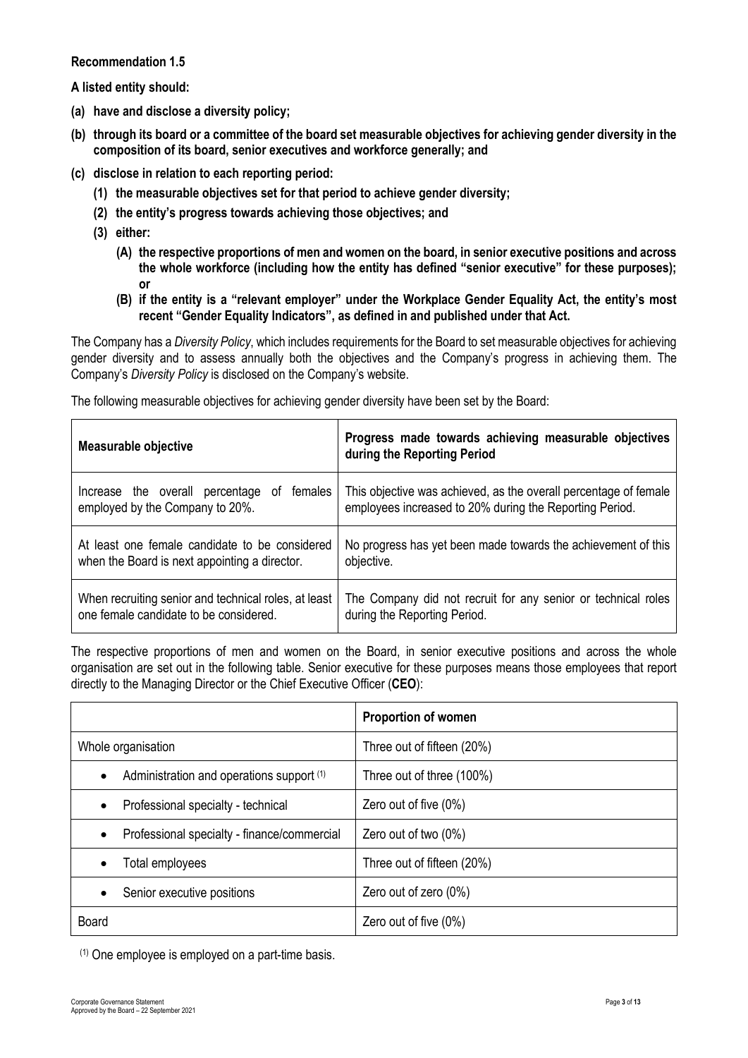**Recommendation 1.5**

**A listed entity should:**

**(a) have and disclose a diversity policy;**

**(b) through its board or a committee of the board set measurable objectives for achieving gender diversity in the composition of its board, senior executives and workforce generally; and**

**(c) disclose in relation to each reporting period:**

**(1) the measurable objectives set for that period to achieve gender diversity;**

**(2) the entity's progress towards achieving those objectives; and**

**(3) either:**

**(A) the respective proportions of men and women on the board, in senior executive positions and across the whole workforce (including how the entity has defined "senior executive" for these purposes); or**

**(B) if the entity is a "relevant employer" under the Workplace Gender Equality Act, the entity's most recent "Gender Equality Indicators", as defined in and published under that Act.**

The Company has a *Diversity Policy*, which includes requirements for the Board to set measurable objectives for achieving gender diversity and to assess annually both the objectives and the Company's progress in achieving them. The Company's *Diversity Policy* is disclosed on the Company's website.

The following measurable objectives for achieving gender diversity have been set by the Board:

| Measurable objective | Progress made towards achieving measurable objectives during the Reporting Period |
|---|---|
| Increase the overall percentage of females employed by the Company to 20%. | This objective was achieved, as the overall percentage of female employees increased to 20% during the Reporting Period. |
| At least one female candidate to be considered when the Board is next appointing a director. | No progress has yet been made towards the achievement of this objective. |
| When recruiting senior and technical roles, at least one female candidate to be considered. | The Company did not recruit for any senior or technical roles during the Reporting Period. |

The respective proportions of men and women on the Board, in senior executive positions and across the whole organisation are set out in the following table. Senior executive for these purposes means those employees that report directly to the Managing Director or the Chief Executive Officer (**CEO**):

| | Proportion of women |
|---|---|
| Whole organisation | Three out of fifteen (20%) |
| • Administration and operations support [(1)] | Three out of three (100%) |
| • Professional specialty - technical | Zero out of five (0%) |
| • Professional specialty - finance/commercial | Zero out of two (0%) |
| • Total employees | Three out of fifteen (20%) |
| • Senior executive positions | Zero out of zero (0%) |
| Board | Zero out of five (0%) |

[(1)] One employee is employed on a part-time basis.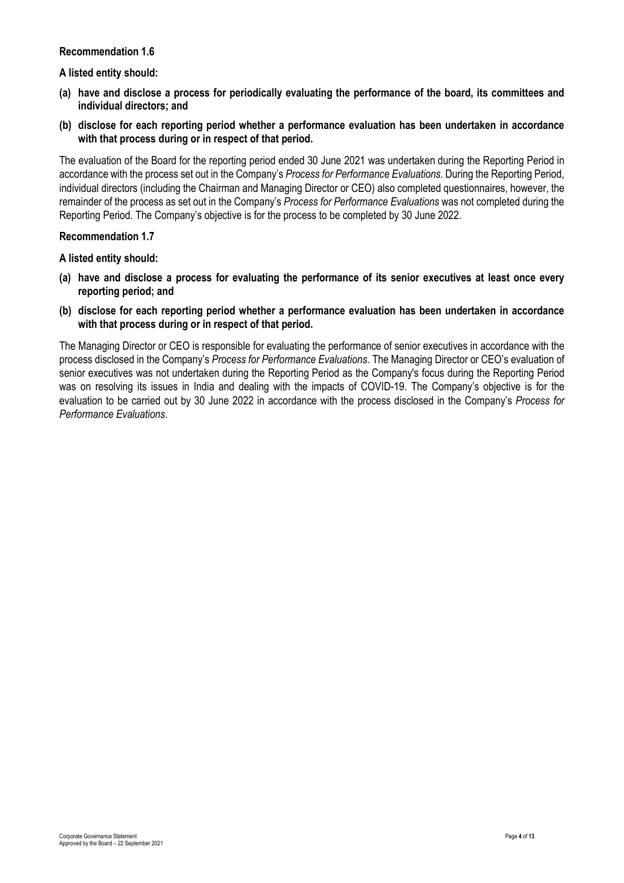**Recommendation 1.6**

**A listed entity should:**

**(a) have and disclose a process for periodically evaluating the performance of the board, its committees and individual directors; and**

**(b) disclose for each reporting period whether a performance evaluation has been undertaken in accordance with that process during or in respect of that period.**

The evaluation of the Board for the reporting period ended 30 June 2021 was undertaken during the Reporting Period in accordance with the process set out in the Company's *Process for Performance Evaluations*. During the Reporting Period, individual directors (including the Chairman and Managing Director or CEO) also completed questionnaires, however, the remainder of the process as set out in the Company's *Process for Performance Evaluations* was not completed during the Reporting Period. The Company's objective is for the process to be completed by 30 June 2022.

**Recommendation 1.7**

**A listed entity should:**

**(a) have and disclose a process for evaluating the performance of its senior executives at least once every reporting period; and**

**(b) disclose for each reporting period whether a performance evaluation has been undertaken in accordance with that process during or in respect of that period.**

The Managing Director or CEO is responsible for evaluating the performance of senior executives in accordance with the process disclosed in the Company's *Process for Performance Evaluations*. The Managing Director or CEO's evaluation of senior executives was not undertaken during the Reporting Period as the Company's focus during the Reporting Period was on resolving its issues in India and dealing with the impacts of COVID-19. The Company's objective is for the evaluation to be carried out by 30 June 2022 in accordance with the process disclosed in the Company's *Process for Performance Evaluations*.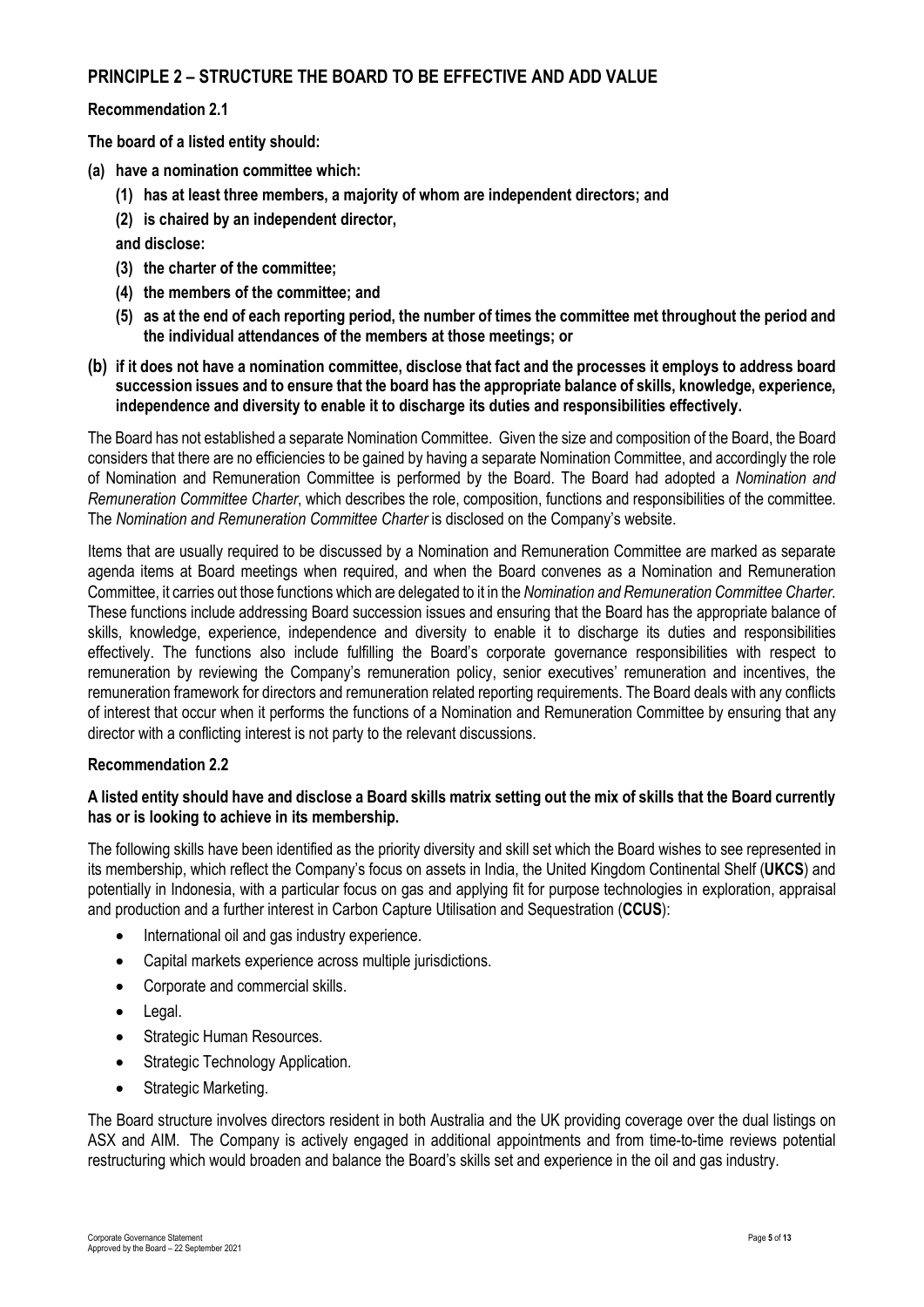## PRINCIPLE 2 – STRUCTURE THE BOARD TO BE EFFECTIVE AND ADD VALUE

### Recommendation 2.1

**The board of a listed entity should:**

**(a) have a nomination committee which:**

**(1) has at least three members, a majority of whom are independent directors; and**

**(2) is chaired by an independent director,**

**and disclose:**

**(3) the charter of the committee;**

**(4) the members of the committee; and**

**(5) as at the end of each reporting period, the number of times the committee met throughout the period and the individual attendances of the members at those meetings; or**

**(b) if it does not have a nomination committee, disclose that fact and the processes it employs to address board succession issues and to ensure that the board has the appropriate balance of skills, knowledge, experience, independence and diversity to enable it to discharge its duties and responsibilities effectively.**

The Board has not established a separate Nomination Committee. Given the size and composition of the Board, the Board considers that there are no efficiencies to be gained by having a separate Nomination Committee, and accordingly the role of Nomination and Remuneration Committee is performed by the Board. The Board had adopted a *Nomination and Remuneration Committee Charter*, which describes the role, composition, functions and responsibilities of the committee. The *Nomination and Remuneration Committee Charter* is disclosed on the Company's website.

Items that are usually required to be discussed by a Nomination and Remuneration Committee are marked as separate agenda items at Board meetings when required, and when the Board convenes as a Nomination and Remuneration Committee, it carries out those functions which are delegated to it in the *Nomination and Remuneration Committee Charter*. These functions include addressing Board succession issues and ensuring that the Board has the appropriate balance of skills, knowledge, experience, independence and diversity to enable it to discharge its duties and responsibilities effectively. The functions also include fulfilling the Board's corporate governance responsibilities with respect to remuneration by reviewing the Company's remuneration policy, senior executives' remuneration and incentives, the remuneration framework for directors and remuneration related reporting requirements. The Board deals with any conflicts of interest that occur when it performs the functions of a Nomination and Remuneration Committee by ensuring that any director with a conflicting interest is not party to the relevant discussions.

### Recommendation 2.2

**A listed entity should have and disclose a Board skills matrix setting out the mix of skills that the Board currently has or is looking to achieve in its membership.**

The following skills have been identified as the priority diversity and skill set which the Board wishes to see represented in its membership, which reflect the Company's focus on assets in India, the United Kingdom Continental Shelf (**UKCS**) and potentially in Indonesia, with a particular focus on gas and applying fit for purpose technologies in exploration, appraisal and production and a further interest in Carbon Capture Utilisation and Sequestration (**CCUS**):

- International oil and gas industry experience.
- Capital markets experience across multiple jurisdictions.
- Corporate and commercial skills.
- Legal.
- Strategic Human Resources.
- Strategic Technology Application.
- Strategic Marketing.

The Board structure involves directors resident in both Australia and the UK providing coverage over the dual listings on ASX and AIM. The Company is actively engaged in additional appointments and from time-to-time reviews potential restructuring which would broaden and balance the Board's skills set and experience in the oil and gas industry.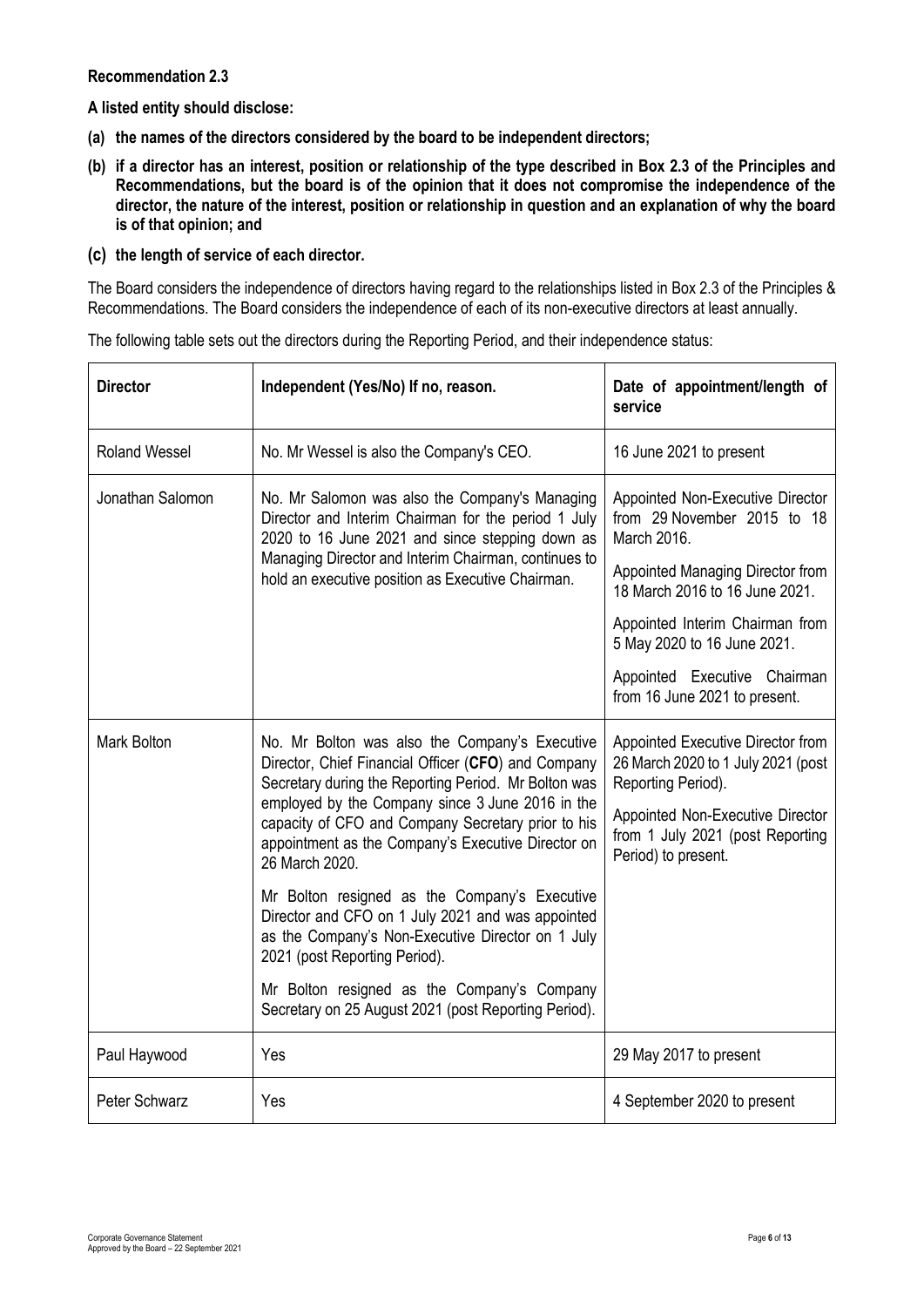**Recommendation 2.3**

**A listed entity should disclose:**

**(a) the names of the directors considered by the board to be independent directors;**

**(b) if a director has an interest, position or relationship of the type described in Box 2.3 of the Principles and Recommendations, but the board is of the opinion that it does not compromise the independence of the director, the nature of the interest, position or relationship in question and an explanation of why the board is of that opinion; and**

**(c) the length of service of each director.**

The Board considers the independence of directors having regard to the relationships listed in Box 2.3 of the Principles & Recommendations. The Board considers the independence of each of its non-executive directors at least annually.

The following table sets out the directors during the Reporting Period, and their independence status:

| **Director** | **Independent (Yes/No) If no, reason.** | **Date of appointment/length of service** |
|---|---|---|
| Roland Wessel | No. Mr Wessel is also the Company's CEO. | 16 June 2021 to present |
| Jonathan Salomon | No. Mr Salomon was also the Company's Managing Director and Interim Chairman for the period 1 July 2020 to 16 June 2021 and since stepping down as Managing Director and Interim Chairman, continues to hold an executive position as Executive Chairman. | Appointed Non-Executive Director from 29 November 2015 to 18 March 2016.<br><br>Appointed Managing Director from 18 March 2016 to 16 June 2021.<br><br>Appointed Interim Chairman from 5 May 2020 to 16 June 2021.<br><br>Appointed Executive Chairman from 16 June 2021 to present. |
| Mark Bolton | No. Mr Bolton was also the Company's Executive Director, Chief Financial Officer (**CFO**) and Company Secretary during the Reporting Period. Mr Bolton was employed by the Company since 3 June 2016 in the capacity of CFO and Company Secretary prior to his appointment as the Company's Executive Director on 26 March 2020.<br><br>Mr Bolton resigned as the Company's Executive Director and CFO on 1 July 2021 and was appointed as the Company's Non-Executive Director on 1 July 2021 (post Reporting Period).<br><br>Mr Bolton resigned as the Company's Company Secretary on 25 August 2021 (post Reporting Period). | Appointed Executive Director from 26 March 2020 to 1 July 2021 (post Reporting Period).<br><br>Appointed Non-Executive Director from 1 July 2021 (post Reporting Period) to present. |
| Paul Haywood | Yes | 29 May 2017 to present |
| Peter Schwarz | Yes | 4 September 2020 to present |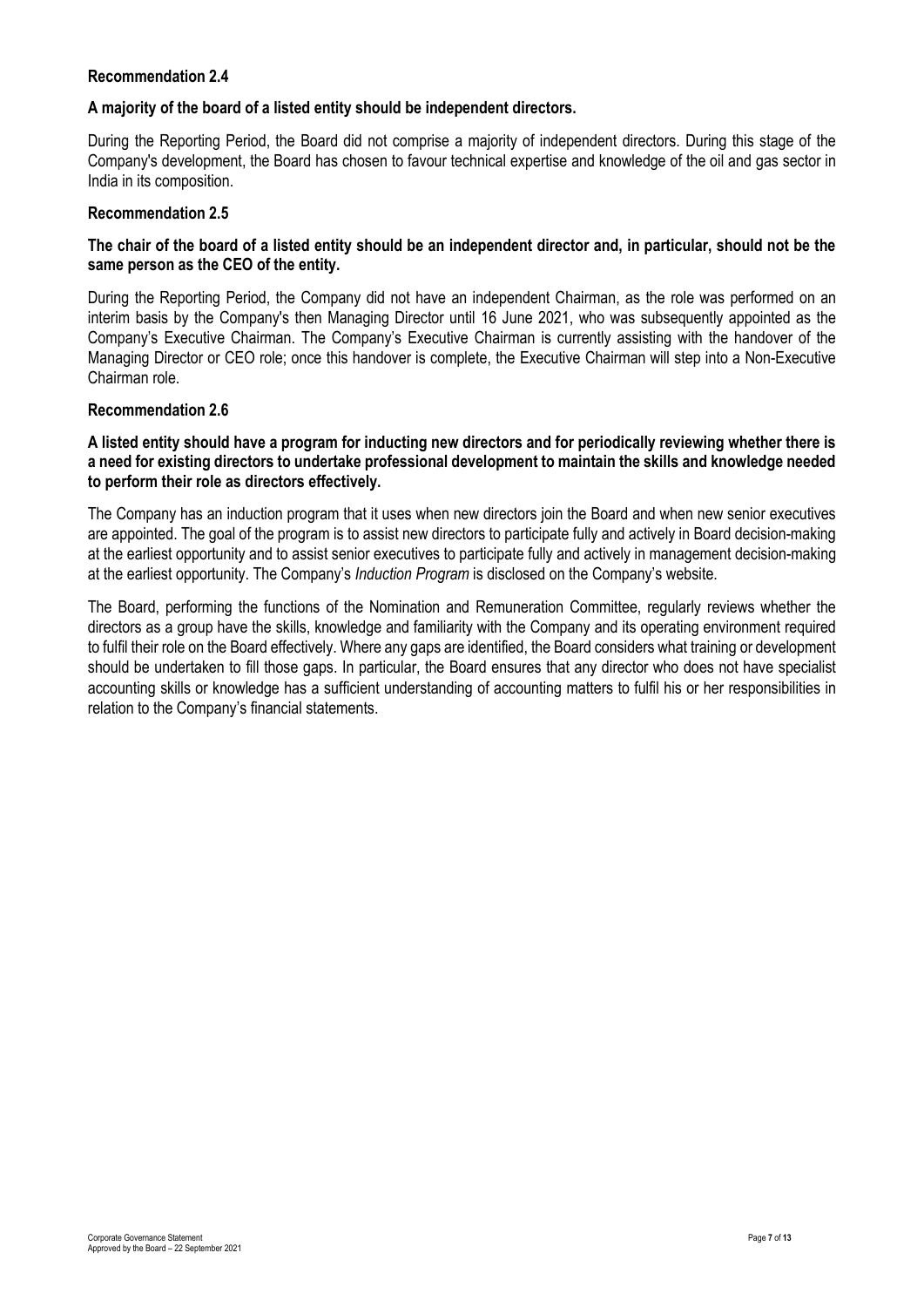### Recommendation 2.4

**A majority of the board of a listed entity should be independent directors.**

During the Reporting Period, the Board did not comprise a majority of independent directors. During this stage of the Company's development, the Board has chosen to favour technical expertise and knowledge of the oil and gas sector in India in its composition.

### Recommendation 2.5

**The chair of the board of a listed entity should be an independent director and, in particular, should not be the same person as the CEO of the entity.**

During the Reporting Period, the Company did not have an independent Chairman, as the role was performed on an interim basis by the Company's then Managing Director until 16 June 2021, who was subsequently appointed as the Company's Executive Chairman. The Company's Executive Chairman is currently assisting with the handover of the Managing Director or CEO role; once this handover is complete, the Executive Chairman will step into a Non-Executive Chairman role.

### Recommendation 2.6

**A listed entity should have a program for inducting new directors and for periodically reviewing whether there is a need for existing directors to undertake professional development to maintain the skills and knowledge needed to perform their role as directors effectively.**

The Company has an induction program that it uses when new directors join the Board and when new senior executives are appointed. The goal of the program is to assist new directors to participate fully and actively in Board decision-making at the earliest opportunity and to assist senior executives to participate fully and actively in management decision-making at the earliest opportunity. The Company's *Induction Program* is disclosed on the Company's website.

The Board, performing the functions of the Nomination and Remuneration Committee, regularly reviews whether the directors as a group have the skills, knowledge and familiarity with the Company and its operating environment required to fulfil their role on the Board effectively. Where any gaps are identified, the Board considers what training or development should be undertaken to fill those gaps. In particular, the Board ensures that any director who does not have specialist accounting skills or knowledge has a sufficient understanding of accounting matters to fulfil his or her responsibilities in relation to the Company's financial statements.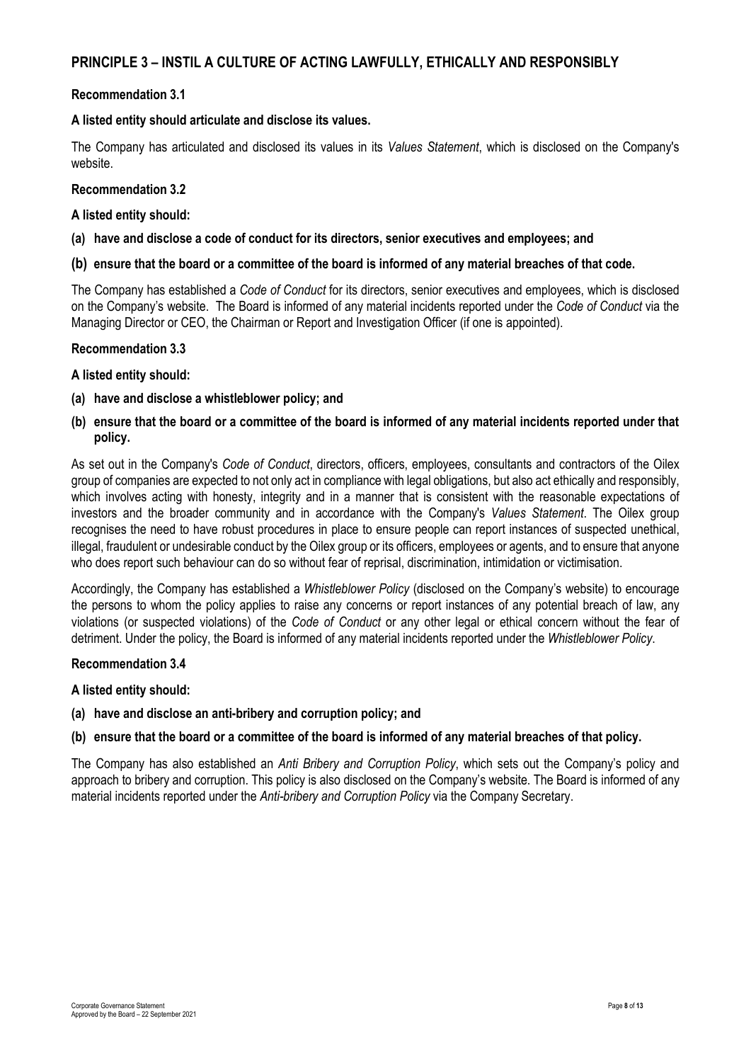## PRINCIPLE 3 – INSTIL A CULTURE OF ACTING LAWFULLY, ETHICALLY AND RESPONSIBLY

### Recommendation 3.1

**A listed entity should articulate and disclose its values.**

The Company has articulated and disclosed its values in its *Values Statement*, which is disclosed on the Company's website.

### Recommendation 3.2

**A listed entity should:**

**(a) have and disclose a code of conduct for its directors, senior executives and employees; and**

**(b) ensure that the board or a committee of the board is informed of any material breaches of that code.**

The Company has established a *Code of Conduct* for its directors, senior executives and employees, which is disclosed on the Company's website. The Board is informed of any material incidents reported under the *Code of Conduct* via the Managing Director or CEO, the Chairman or Report and Investigation Officer (if one is appointed).

### Recommendation 3.3

**A listed entity should:**

**(a) have and disclose a whistleblower policy; and**

**(b) ensure that the board or a committee of the board is informed of any material incidents reported under that policy.**

As set out in the Company's *Code of Conduct*, directors, officers, employees, consultants and contractors of the Oilex group of companies are expected to not only act in compliance with legal obligations, but also act ethically and responsibly, which involves acting with honesty, integrity and in a manner that is consistent with the reasonable expectations of investors and the broader community and in accordance with the Company's *Values Statement*. The Oilex group recognises the need to have robust procedures in place to ensure people can report instances of suspected unethical, illegal, fraudulent or undesirable conduct by the Oilex group or its officers, employees or agents, and to ensure that anyone who does report such behaviour can do so without fear of reprisal, discrimination, intimidation or victimisation.

Accordingly, the Company has established a *Whistleblower Policy* (disclosed on the Company's website) to encourage the persons to whom the policy applies to raise any concerns or report instances of any potential breach of law, any violations (or suspected violations) of the *Code of Conduct* or any other legal or ethical concern without the fear of detriment. Under the policy, the Board is informed of any material incidents reported under the *Whistleblower Policy*.

### Recommendation 3.4

**A listed entity should:**

**(a) have and disclose an anti-bribery and corruption policy; and**

**(b) ensure that the board or a committee of the board is informed of any material breaches of that policy.**

The Company has also established an *Anti Bribery and Corruption Policy*, which sets out the Company's policy and approach to bribery and corruption. This policy is also disclosed on the Company's website. The Board is informed of any material incidents reported under the *Anti-bribery and Corruption Policy* via the Company Secretary.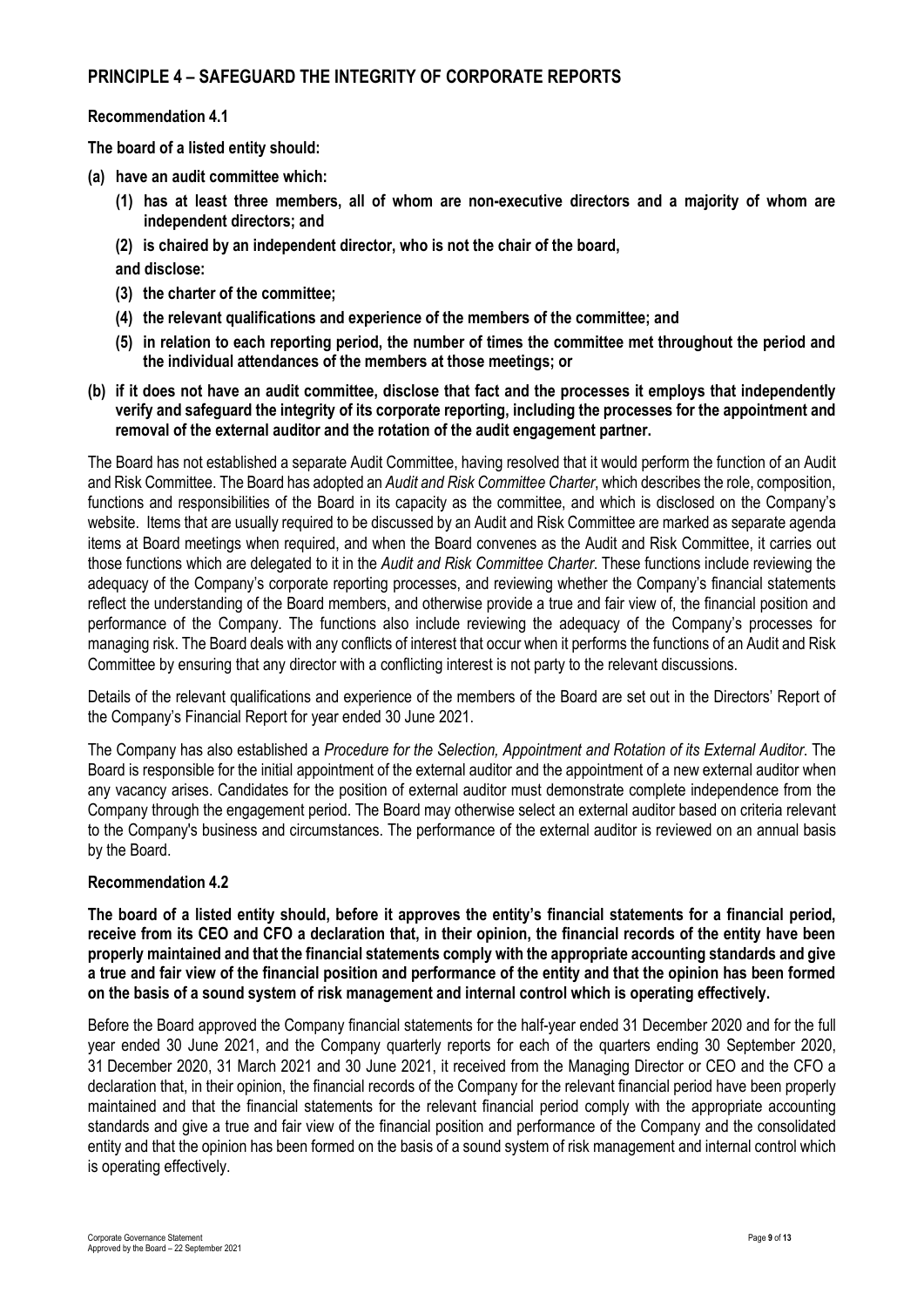## PRINCIPLE 4 – SAFEGUARD THE INTEGRITY OF CORPORATE REPORTS

### Recommendation 4.1

**The board of a listed entity should:**

**(a) have an audit committee which:**

  **(1) has at least three members, all of whom are non-executive directors and a majority of whom are independent directors; and**

  **(2) is chaired by an independent director, who is not the chair of the board,**

  **and disclose:**

  **(3) the charter of the committee;**

  **(4) the relevant qualifications and experience of the members of the committee; and**

  **(5) in relation to each reporting period, the number of times the committee met throughout the period and the individual attendances of the members at those meetings; or**

**(b) if it does not have an audit committee, disclose that fact and the processes it employs that independently verify and safeguard the integrity of its corporate reporting, including the processes for the appointment and removal of the external auditor and the rotation of the audit engagement partner.**

The Board has not established a separate Audit Committee, having resolved that it would perform the function of an Audit and Risk Committee. The Board has adopted an *Audit and Risk Committee Charter*, which describes the role, composition, functions and responsibilities of the Board in its capacity as the committee, and which is disclosed on the Company's website. Items that are usually required to be discussed by an Audit and Risk Committee are marked as separate agenda items at Board meetings when required, and when the Board convenes as the Audit and Risk Committee, it carries out those functions which are delegated to it in the *Audit and Risk Committee Charter*. These functions include reviewing the adequacy of the Company's corporate reporting processes, and reviewing whether the Company's financial statements reflect the understanding of the Board members, and otherwise provide a true and fair view of, the financial position and performance of the Company. The functions also include reviewing the adequacy of the Company's processes for managing risk. The Board deals with any conflicts of interest that occur when it performs the functions of an Audit and Risk Committee by ensuring that any director with a conflicting interest is not party to the relevant discussions.

Details of the relevant qualifications and experience of the members of the Board are set out in the Directors' Report of the Company's Financial Report for year ended 30 June 2021.

The Company has also established a *Procedure for the Selection, Appointment and Rotation of its External Auditor*. The Board is responsible for the initial appointment of the external auditor and the appointment of a new external auditor when any vacancy arises. Candidates for the position of external auditor must demonstrate complete independence from the Company through the engagement period. The Board may otherwise select an external auditor based on criteria relevant to the Company's business and circumstances. The performance of the external auditor is reviewed on an annual basis by the Board.

### Recommendation 4.2

**The board of a listed entity should, before it approves the entity's financial statements for a financial period, receive from its CEO and CFO a declaration that, in their opinion, the financial records of the entity have been properly maintained and that the financial statements comply with the appropriate accounting standards and give a true and fair view of the financial position and performance of the entity and that the opinion has been formed on the basis of a sound system of risk management and internal control which is operating effectively.**

Before the Board approved the Company financial statements for the half-year ended 31 December 2020 and for the full year ended 30 June 2021, and the Company quarterly reports for each of the quarters ending 30 September 2020, 31 December 2020, 31 March 2021 and 30 June 2021, it received from the Managing Director or CEO and the CFO a declaration that, in their opinion, the financial records of the Company for the relevant financial period have been properly maintained and that the financial statements for the relevant financial period comply with the appropriate accounting standards and give a true and fair view of the financial position and performance of the Company and the consolidated entity and that the opinion has been formed on the basis of a sound system of risk management and internal control which is operating effectively.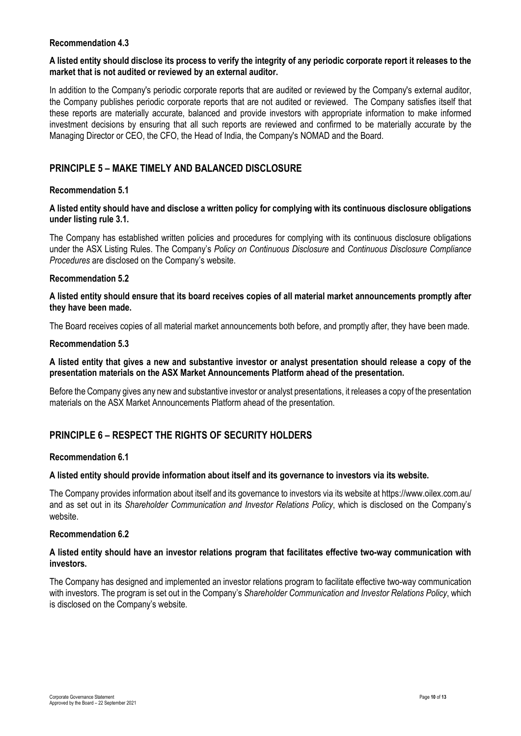### Recommendation 4.3

**A listed entity should disclose its process to verify the integrity of any periodic corporate report it releases to the market that is not audited or reviewed by an external auditor.**

In addition to the Company's periodic corporate reports that are audited or reviewed by the Company's external auditor, the Company publishes periodic corporate reports that are not audited or reviewed. The Company satisfies itself that these reports are materially accurate, balanced and provide investors with appropriate information to make informed investment decisions by ensuring that all such reports are reviewed and confirmed to be materially accurate by the Managing Director or CEO, the CFO, the Head of India, the Company's NOMAD and the Board.

## PRINCIPLE 5 – MAKE TIMELY AND BALANCED DISCLOSURE

### Recommendation 5.1

**A listed entity should have and disclose a written policy for complying with its continuous disclosure obligations under listing rule 3.1.**

The Company has established written policies and procedures for complying with its continuous disclosure obligations under the ASX Listing Rules. The Company's *Policy on Continuous Disclosure* and *Continuous Disclosure Compliance Procedures* are disclosed on the Company's website.

### Recommendation 5.2

**A listed entity should ensure that its board receives copies of all material market announcements promptly after they have been made.**

The Board receives copies of all material market announcements both before, and promptly after, they have been made.

### Recommendation 5.3

**A listed entity that gives a new and substantive investor or analyst presentation should release a copy of the presentation materials on the ASX Market Announcements Platform ahead of the presentation.**

Before the Company gives any new and substantive investor or analyst presentations, it releases a copy of the presentation materials on the ASX Market Announcements Platform ahead of the presentation.

## PRINCIPLE 6 – RESPECT THE RIGHTS OF SECURITY HOLDERS

### Recommendation 6.1

**A listed entity should provide information about itself and its governance to investors via its website.**

The Company provides information about itself and its governance to investors via its website at https://www.oilex.com.au/ and as set out in its *Shareholder Communication and Investor Relations Policy*, which is disclosed on the Company's website.

### Recommendation 6.2

**A listed entity should have an investor relations program that facilitates effective two-way communication with investors.**

The Company has designed and implemented an investor relations program to facilitate effective two-way communication with investors. The program is set out in the Company's *Shareholder Communication and Investor Relations Policy*, which is disclosed on the Company's website.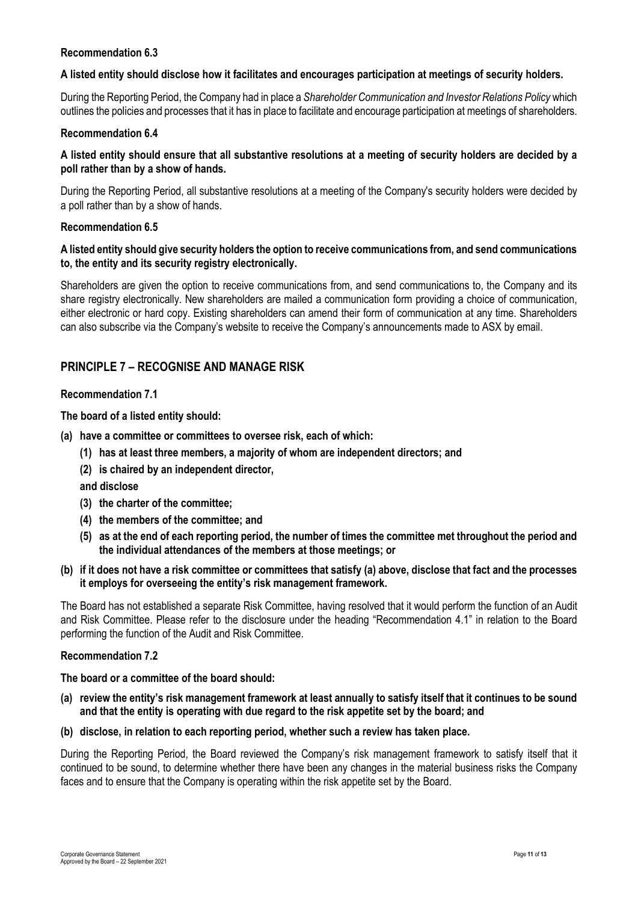**Recommendation 6.3**

**A listed entity should disclose how it facilitates and encourages participation at meetings of security holders.**

During the Reporting Period, the Company had in place a *Shareholder Communication and Investor Relations Policy* which outlines the policies and processes that it has in place to facilitate and encourage participation at meetings of shareholders.

**Recommendation 6.4**

**A listed entity should ensure that all substantive resolutions at a meeting of security holders are decided by a poll rather than by a show of hands.**

During the Reporting Period, all substantive resolutions at a meeting of the Company's security holders were decided by a poll rather than by a show of hands.

**Recommendation 6.5**

**A listed entity should give security holders the option to receive communications from, and send communications to, the entity and its security registry electronically.**

Shareholders are given the option to receive communications from, and send communications to, the Company and its share registry electronically. New shareholders are mailed a communication form providing a choice of communication, either electronic or hard copy. Existing shareholders can amend their form of communication at any time. Shareholders can also subscribe via the Company's website to receive the Company's announcements made to ASX by email.

## PRINCIPLE 7 – RECOGNISE AND MANAGE RISK

**Recommendation 7.1**

**The board of a listed entity should:**

**(a) have a committee or committees to oversee risk, each of which:**

**(1) has at least three members, a majority of whom are independent directors; and**

**(2) is chaired by an independent director,**

**and disclose**

**(3) the charter of the committee;**

**(4) the members of the committee; and**

**(5) as at the end of each reporting period, the number of times the committee met throughout the period and the individual attendances of the members at those meetings; or**

**(b) if it does not have a risk committee or committees that satisfy (a) above, disclose that fact and the processes it employs for overseeing the entity's risk management framework.**

The Board has not established a separate Risk Committee, having resolved that it would perform the function of an Audit and Risk Committee. Please refer to the disclosure under the heading "Recommendation 4.1" in relation to the Board performing the function of the Audit and Risk Committee.

**Recommendation 7.2**

**The board or a committee of the board should:**

**(a) review the entity's risk management framework at least annually to satisfy itself that it continues to be sound and that the entity is operating with due regard to the risk appetite set by the board; and**

**(b) disclose, in relation to each reporting period, whether such a review has taken place.**

During the Reporting Period, the Board reviewed the Company's risk management framework to satisfy itself that it continued to be sound, to determine whether there have been any changes in the material business risks the Company faces and to ensure that the Company is operating within the risk appetite set by the Board.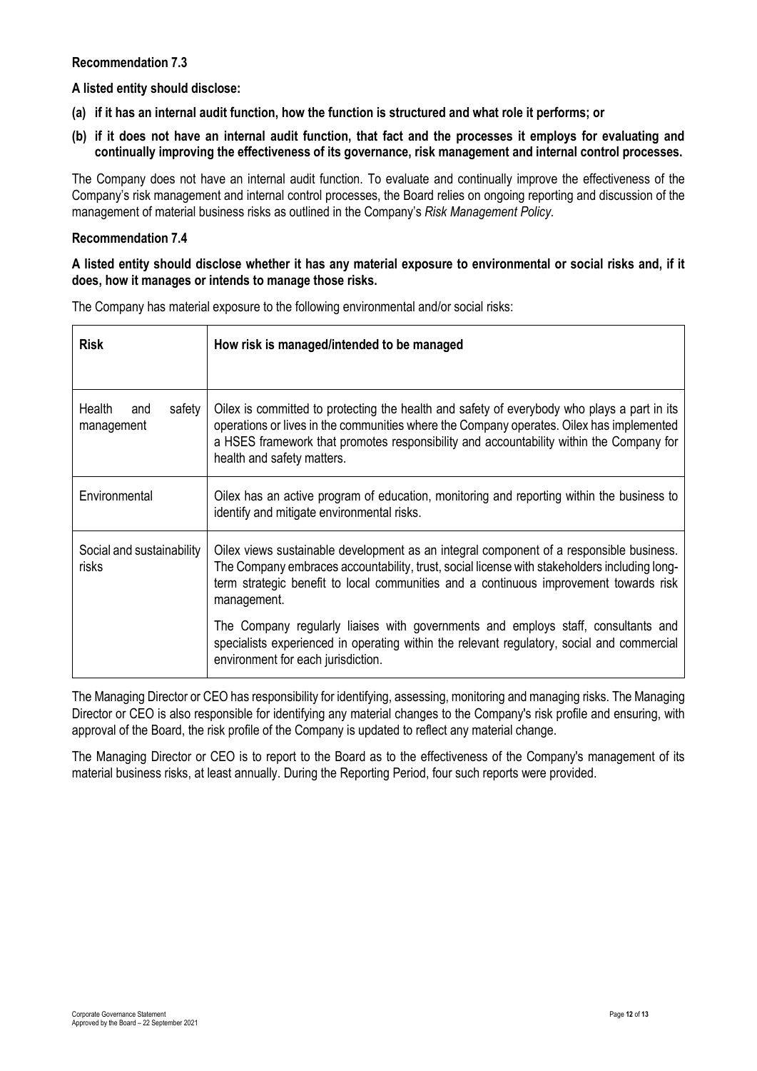**Recommendation 7.3**

**A listed entity should disclose:**

**(a) if it has an internal audit function, how the function is structured and what role it performs; or**

**(b) if it does not have an internal audit function, that fact and the processes it employs for evaluating and continually improving the effectiveness of its governance, risk management and internal control processes.**

The Company does not have an internal audit function. To evaluate and continually improve the effectiveness of the Company's risk management and internal control processes, the Board relies on ongoing reporting and discussion of the management of material business risks as outlined in the Company's *Risk Management Policy*.

**Recommendation 7.4**

**A listed entity should disclose whether it has any material exposure to environmental or social risks and, if it does, how it manages or intends to manage those risks.**

The Company has material exposure to the following environmental and/or social risks:

| **Risk** | **How risk is managed/intended to be managed** |
|---|---|
| Health and safety management | Oilex is committed to protecting the health and safety of everybody who plays a part in its operations or lives in the communities where the Company operates. Oilex has implemented a HSES framework that promotes responsibility and accountability within the Company for health and safety matters. |
| Environmental | Oilex has an active program of education, monitoring and reporting within the business to identify and mitigate environmental risks. |
| Social and sustainability risks | Oilex views sustainable development as an integral component of a responsible business. The Company embraces accountability, trust, social license with stakeholders including long-term strategic benefit to local communities and a continuous improvement towards risk management.<br><br>The Company regularly liaises with governments and employs staff, consultants and specialists experienced in operating within the relevant regulatory, social and commercial environment for each jurisdiction. |

The Managing Director or CEO has responsibility for identifying, assessing, monitoring and managing risks. The Managing Director or CEO is also responsible for identifying any material changes to the Company's risk profile and ensuring, with approval of the Board, the risk profile of the Company is updated to reflect any material change.

The Managing Director or CEO is to report to the Board as to the effectiveness of the Company's management of its material business risks, at least annually. During the Reporting Period, four such reports were provided.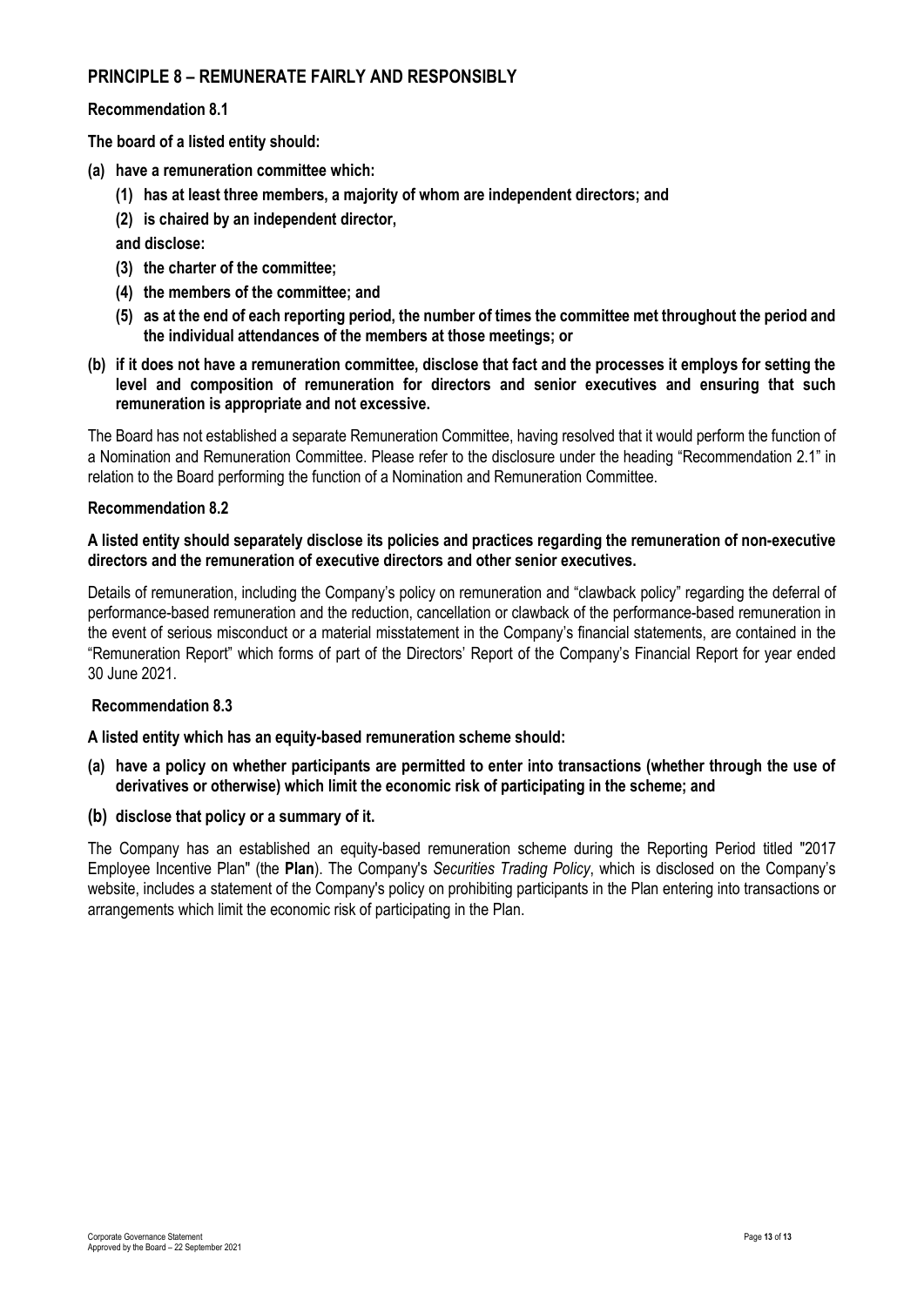## PRINCIPLE 8 – REMUNERATE FAIRLY AND RESPONSIBLY

### Recommendation 8.1

**The board of a listed entity should:**

**(a) have a remuneration committee which:**

**(1) has at least three members, a majority of whom are independent directors; and**

**(2) is chaired by an independent director,**

**and disclose:**

**(3) the charter of the committee;**

**(4) the members of the committee; and**

**(5) as at the end of each reporting period, the number of times the committee met throughout the period and the individual attendances of the members at those meetings; or**

**(b) if it does not have a remuneration committee, disclose that fact and the processes it employs for setting the level and composition of remuneration for directors and senior executives and ensuring that such remuneration is appropriate and not excessive.**

The Board has not established a separate Remuneration Committee, having resolved that it would perform the function of a Nomination and Remuneration Committee. Please refer to the disclosure under the heading "Recommendation 2.1" in relation to the Board performing the function of a Nomination and Remuneration Committee.

### Recommendation 8.2

**A listed entity should separately disclose its policies and practices regarding the remuneration of non-executive directors and the remuneration of executive directors and other senior executives.**

Details of remuneration, including the Company's policy on remuneration and "clawback policy" regarding the deferral of performance-based remuneration and the reduction, cancellation or clawback of the performance-based remuneration in the event of serious misconduct or a material misstatement in the Company's financial statements, are contained in the "Remuneration Report" which forms of part of the Directors' Report of the Company's Financial Report for year ended 30 June 2021.

### Recommendation 8.3

**A listed entity which has an equity-based remuneration scheme should:**

**(a) have a policy on whether participants are permitted to enter into transactions (whether through the use of derivatives or otherwise) which limit the economic risk of participating in the scheme; and**

**(b) disclose that policy or a summary of it.**

The Company has an established an equity-based remuneration scheme during the Reporting Period titled "2017 Employee Incentive Plan" (the **Plan**). The Company's *Securities Trading Policy*, which is disclosed on the Company's website, includes a statement of the Company's policy on prohibiting participants in the Plan entering into transactions or arrangements which limit the economic risk of participating in the Plan.